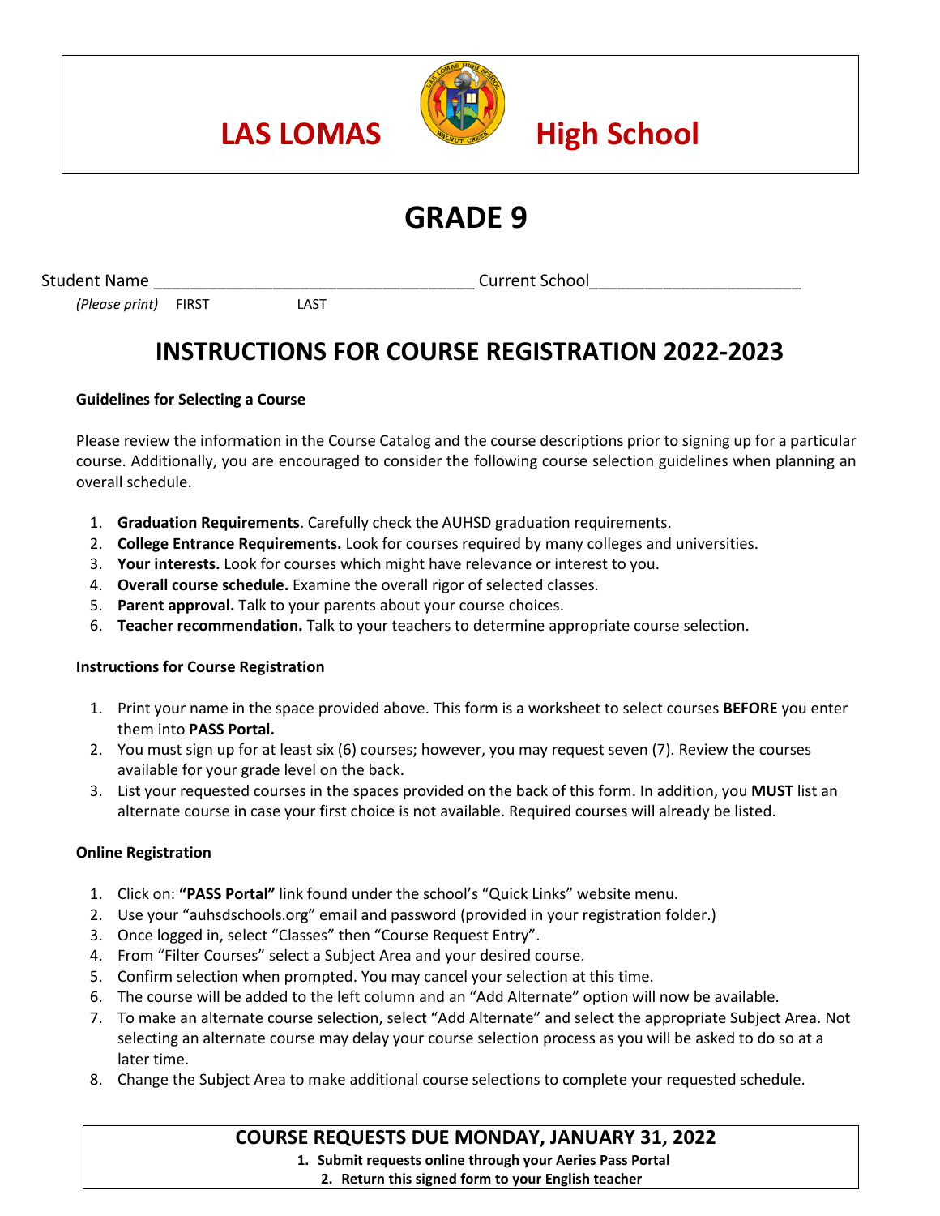# LAS LOMAS High School

# GRADE 9

Student Name ___________________________________ Current School______________________

*(Please print)* FIRST LAST

## INSTRUCTIONS FOR COURSE REGISTRATION 2022-2023

**Guidelines for Selecting a Course**

Please review the information in the Course Catalog and the course descriptions prior to signing up for a particular course. Additionally, you are encouraged to consider the following course selection guidelines when planning an overall schedule.

1. **Graduation Requirements**. Carefully check the AUHSD graduation requirements.
2. **College Entrance Requirements.** Look for courses required by many colleges and universities.
3. **Your interests.** Look for courses which might have relevance or interest to you.
4. **Overall course schedule.** Examine the overall rigor of selected classes.
5. **Parent approval.** Talk to your parents about your course choices.
6. **Teacher recommendation.** Talk to your teachers to determine appropriate course selection.

**Instructions for Course Registration**

1. Print your name in the space provided above. This form is a worksheet to select courses **BEFORE** you enter them into **PASS Portal.**
2. You must sign up for at least six (6) courses; however, you may request seven (7). Review the courses available for your grade level on the back.
3. List your requested courses in the spaces provided on the back of this form. In addition, you **MUST** list an alternate course in case your first choice is not available. Required courses will already be listed.

**Online Registration**

1. Click on: **"PASS Portal"** link found under the school's "Quick Links" website menu.
2. Use your "auhsdschools.org" email and password (provided in your registration folder.)
3. Once logged in, select "Classes" then "Course Request Entry".
4. From "Filter Courses" select a Subject Area and your desired course.
5. Confirm selection when prompted. You may cancel your selection at this time.
6. The course will be added to the left column and an "Add Alternate" option will now be available.
7. To make an alternate course selection, select "Add Alternate" and select the appropriate Subject Area. Not selecting an alternate course may delay your course selection process as you will be asked to do so at a later time.
8. Change the Subject Area to make additional course selections to complete your requested schedule.

**COURSE REQUESTS DUE MONDAY, JANUARY 31, 2022**

1. **Submit requests online through your Aeries Pass Portal**
2. **Return this signed form to your English teacher**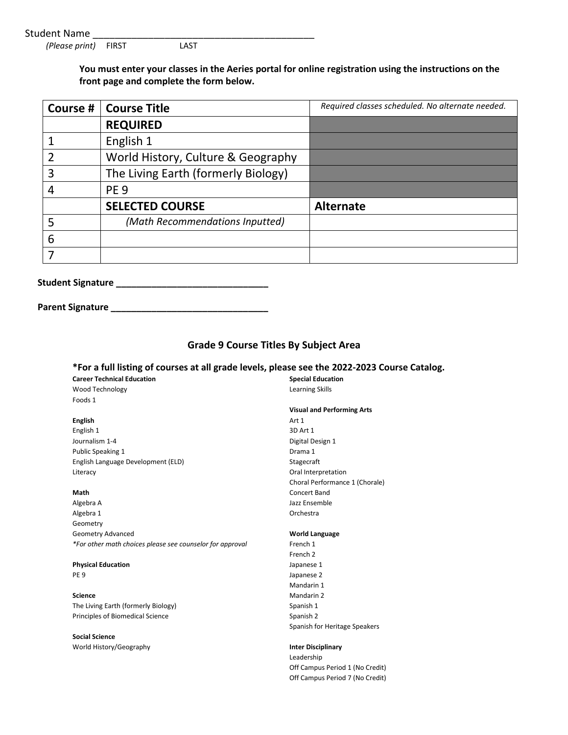Student Name ___________________________________________
*(Please print)* FIRST LAST

**You must enter your classes in the Aeries portal for online registration using the instructions on the front page and complete the form below.**

| Course # | Course Title | *Required classes scheduled. No alternate needed.* |
| --- | --- | --- |
| | **REQUIRED** | |
| 1 | English 1 | |
| 2 | World History, Culture & Geography | |
| 3 | The Living Earth (formerly Biology) | |
| 4 | PE 9 | |
| | **SELECTED COURSE** | **Alternate** |
| 5 | *(Math Recommendations Inputted)* | |
| 6 | | |
| 7 | | |

**Student Signature ______________________________**

**Parent Signature _______________________________**

## Grade 9 Course Titles By Subject Area

### *For a full listing of courses at all grade levels, please see the 2022-2023 Course Catalog.

**Career Technical Education**
Wood Technology
Foods 1

**English**
English 1
Journalism 1-4
Public Speaking 1
English Language Development (ELD)
Literacy

**Math**
Algebra A
Algebra 1
Geometry
Geometry Advanced
*\*For other math choices please see counselor for approval*

**Physical Education**
PE 9

**Science**
The Living Earth (formerly Biology)
Principles of Biomedical Science

**Social Science**
World History/Geography

**Special Education**
Learning Skills

**Visual and Performing Arts**
Art 1
3D Art 1
Digital Design 1
Drama 1
Stagecraft
Oral Interpretation
Choral Performance 1 (Chorale)
Concert Band
Jazz Ensemble
Orchestra

**World Language**
French 1
French 2
Japanese 1
Japanese 2
Mandarin 1
Mandarin 2
Spanish 1
Spanish 2
Spanish for Heritage Speakers

**Inter Disciplinary**
Leadership
Off Campus Period 1 (No Credit)
Off Campus Period 7 (No Credit)